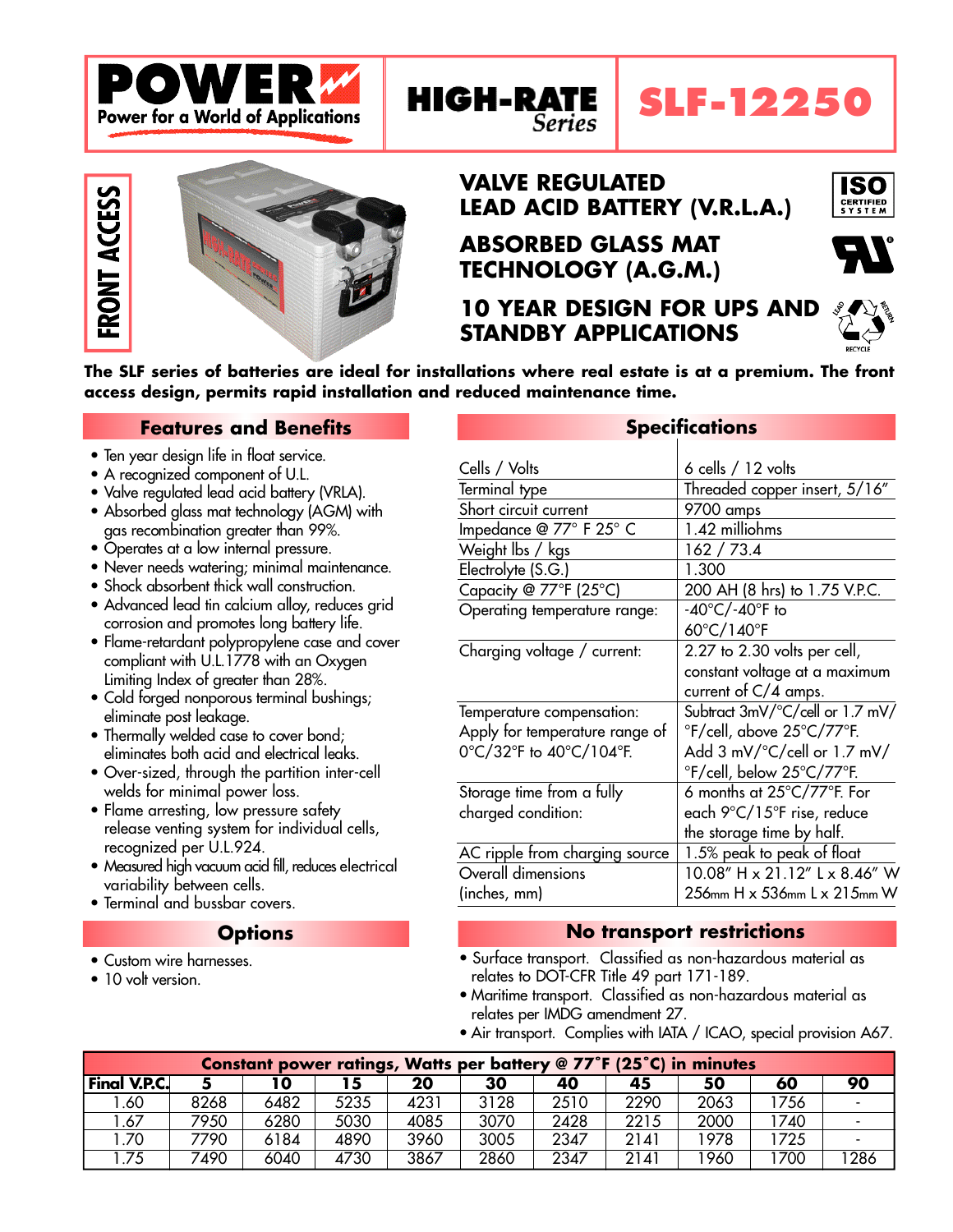# POWER

Power for a World of Applications

## HIGH-RATE *Series*

# SLF-12250

FRONT ACCESS

## VALVE REGULATED LEAD ACID BATTERY (V.R.L.A.)

## ABSORBED GLASS MAT TECHNOLOGY (A.G.M.)

## 10 YEAR DESIGN FOR UPS AND STANDBY APPLICATIONS

ISO CERTIFIED SYSTEM

LEAD RETURN RECYCLE

**The SLF series of batteries are ideal for installations where real estate is at a premium. The front access design, permits rapid installation and reduced maintenance time.**

## Features and Benefits

- Ten year design life in float service.
- A recognized component of U.L.
- Valve regulated lead acid battery (VRLA).
- Absorbed glass mat technology (AGM) with gas recombination greater than 99%.
- Operates at a low internal pressure.
- Never needs watering; minimal maintenance.
- Shock absorbent thick wall construction.
- Advanced lead tin calcium alloy, reduces grid corrosion and promotes long battery life.
- Flame-retardant polypropylene case and cover compliant with U.L.1778 with an Oxygen Limiting Index of greater than 28%.
- Cold forged nonporous terminal bushings; eliminate post leakage.
- Thermally welded case to cover bond; eliminates both acid and electrical leaks.
- Over-sized, through the partition inter-cell welds for minimal power loss.
- Flame arresting, low pressure safety release venting system for individual cells, recognized per U.L.924.
- Measured high vacuum acid fill, reduces electrical variability between cells.
- Terminal and bussbar covers.

## Options

- Custom wire harnesses.
- 10 volt version.

## Specifications

| | |
|---|---|
| Cells / Volts | 6 cells / 12 volts |
| Terminal type | Threaded copper insert, 5/16" |
| Short circuit current | 9700 amps |
| Impedance @ 77° F 25° C | 1.42 milliohms |
| Weight lbs / kgs | 162 / 73.4 |
| Electrolyte (S.G.) | 1.300 |
| Capacity @ 77°F (25°C) | 200 AH (8 hrs) to 1.75 V.P.C. |
| Operating temperature range: | -40°C/-40°F to 60°C/140°F |
| Charging voltage / current: | 2.27 to 2.30 volts per cell, constant voltage at a maximum current of C/4 amps. |
| Temperature compensation: Apply for temperature range of 0°C/32°F to 40°C/104°F. | Subtract 3mV/°C/cell or 1.7 mV/°F/cell, above 25°C/77°F. Add 3 mV/°C/cell or 1.7 mV/°F/cell, below 25°C/77°F. |
| Storage time from a fully charged condition: | 6 months at 25°C/77°F. For each 9°C/15°F rise, reduce the storage time by half. |
| AC ripple from charging source | 1.5% peak to peak of float |
| Overall dimensions (inches, mm) | 10.08" H x 21.12" L x 8.46" W<br>256mm H x 536mm L x 215mm W |

## No transport restrictions

- Surface transport. Classified as non-hazardous material as relates to DOT-CFR Title 49 part 171-189.
- Maritime transport. Classified as non-hazardous material as relates per IMDG amendment 27.
- Air transport. Complies with IATA / ICAO, special provision A67.

## Constant power ratings, Watts per battery @ 77°F (25°C) in minutes

| Final V.P.C. | 5 | 10 | 15 | 20 | 30 | 40 | 45 | 50 | 60 | 90 |
|---|---|---|---|---|---|---|---|---|---|---|
| 1.60 | 8268 | 6482 | 5235 | 4231 | 3128 | 2510 | 2290 | 2063 | 1756 | - |
| 1.67 | 7950 | 6280 | 5030 | 4085 | 3070 | 2428 | 2215 | 2000 | 1740 | - |
| 1.70 | 7790 | 6184 | 4890 | 3960 | 3005 | 2347 | 2141 | 1978 | 1725 | - |
| 1.75 | 7490 | 6040 | 4730 | 3867 | 2860 | 2347 | 2141 | 1960 | 1700 | 1286 |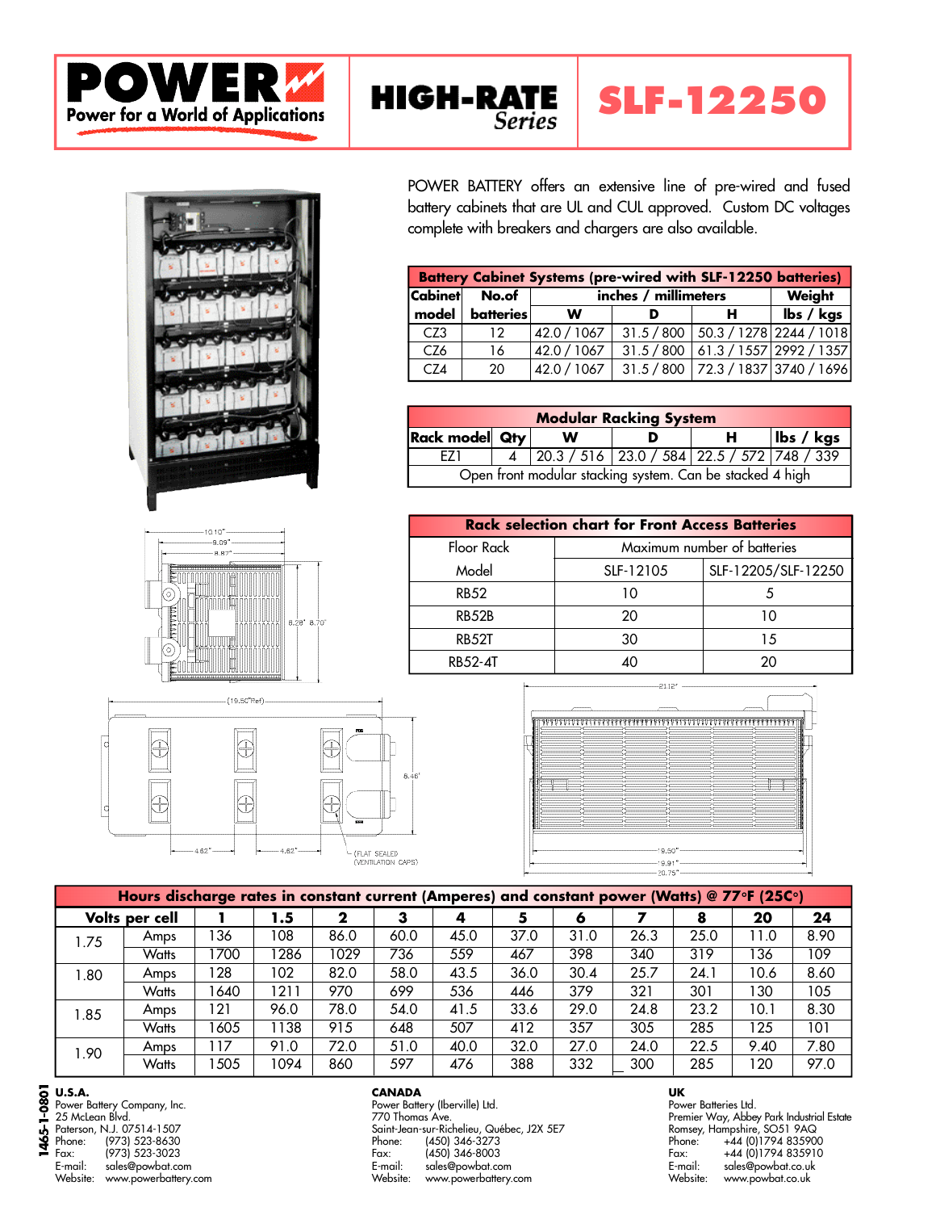# POWER
Power for a World of Applications

# HIGH-RATE *Series*

# SLF-12250

POWER BATTERY offers an extensive line of pre-wired and fused battery cabinets that are UL and CUL approved. Custom DC voltages complete with breakers and chargers are also available.

| Battery Cabinet Systems (pre-wired with SLF-12250 batteries) | | | | | |
|---|---|---|---|---|---|
| Cabinet model | No.of batteries | inches / millimeters | | | Weight |
| | | W | D | H | lbs / kgs |
| CZ3 | 12 | 42.0 / 1067 | 31.5 / 800 | 50.3 / 1278 | 2244 / 1018 |
| CZ6 | 16 | 42.0 / 1067 | 31.5 / 800 | 61.3 / 1557 | 2992 / 1357 |
| CZ4 | 20 | 42.0 / 1067 | 31.5 / 800 | 72.3 / 1837 | 3740 / 1696 |

| Modular Racking System | | | | | |
|---|---|---|---|---|---|
| Rack model | Qty | W | D | H | lbs / kgs |
| EZ1 | 4 | 20.3 / 516 | 23.0 / 584 | 22.5 / 572 | 748 / 339 |
| Open front modular stacking system. Can be stacked 4 high | | | | | |

| Rack selection chart for Front Access Batteries | | |
|---|---|---|
| Floor Rack | Maximum number of batteries | |
| Model | SLF-12105 | SLF-12205/SLF-12250 |
| RB52 | 10 | 5 |
| RB52B | 20 | 10 |
| RB52T | 30 | 15 |
| RB52-4T | 40 | 20 |

10.10"
9.09"
8.87"
8.28"
8.70"
(19.50"Ref)
8.46"
4.62"
4.62"
POS
NEG
(FLAT SEALED VENTILATION CAPS)
21.12"
19.50"
19.91"
20.75"

| Hours discharge rates in constant current (Amperes) and constant power (Watts) @ 77°F (25C°) | | | | | | | | | | | | |
|---|---|---|---|---|---|---|---|---|---|---|---|---|
| Volts per cell | | 1 | 1.5 | 2 | 3 | 4 | 5 | 6 | 7 | 8 | 20 | 24 |
| 1.75 | Amps | 136 | 108 | 86.0 | 60.0 | 45.0 | 37.0 | 31.0 | 26.3 | 25.0 | 11.0 | 8.90 |
| | Watts | 1700 | 1286 | 1029 | 736 | 559 | 467 | 398 | 340 | 319 | 136 | 109 |
| 1.80 | Amps | 128 | 102 | 82.0 | 58.0 | 43.5 | 36.0 | 30.4 | 25.7 | 24.1 | 10.6 | 8.60 |
| | Watts | 1640 | 1211 | 970 | 699 | 536 | 446 | 379 | 321 | 301 | 130 | 105 |
| 1.85 | Amps | 121 | 96.0 | 78.0 | 54.0 | 41.5 | 33.6 | 29.0 | 24.8 | 23.2 | 10.1 | 8.30 |
| | Watts | 1605 | 1138 | 915 | 648 | 507 | 412 | 357 | 305 | 285 | 125 | 101 |
| 1.90 | Amps | 117 | 91.0 | 72.0 | 51.0 | 40.0 | 32.0 | 27.0 | 24.0 | 22.5 | 9.40 | 7.80 |
| | Watts | 1505 | 1094 | 860 | 597 | 476 | 388 | 332 | 300 | 285 | 120 | 97.0 |

**U.S.A.**
Power Battery Company, Inc.
25 McLean Blvd.
Paterson, N.J. 07514-1507
Phone: (973) 523-8630
Fax: (973) 523-3023
E-mail: sales@powbat.com
Website: www.powerbattery.com

**CANADA**
Power Battery (Iberville) Ltd.
770 Thomas Ave.
Saint-Jean-sur-Richelieu, Québec, J2X 5E7
Phone: (450) 346-3273
Fax: (450) 346-8003
E-mail: sales@powbat.com
Website: www.powerbattery.com

**UK**
Power Batteries Ltd.
Premier Way, Abbey Park Industrial Estate
Romsey, Hampshire, SO51 9AQ
Phone: +44 (0)1794 835900
Fax: +44 (0)1794 835910
E-mail: sales@powbat.co.uk
Website: www.powbat.co.uk

1465-1-0801